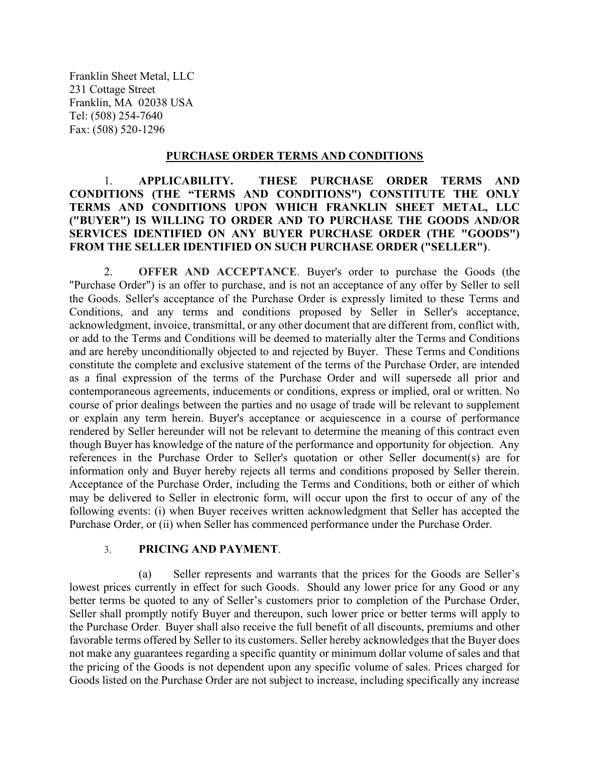Franklin Sheet Metal, LLC
231 Cottage Street
Franklin, MA 02038 USA
Tel: (508) 254-7640
Fax: (508) 520-1296

## PURCHASE ORDER TERMS AND CONDITIONS

1. **APPLICABILITY. THESE PURCHASE ORDER TERMS AND CONDITIONS (THE "TERMS AND CONDITIONS") CONSTITUTE THE ONLY TERMS AND CONDITIONS UPON WHICH FRANKLIN SHEET METAL, LLC ("BUYER") IS WILLING TO ORDER AND TO PURCHASE THE GOODS AND/OR SERVICES IDENTIFIED ON ANY BUYER PURCHASE ORDER (THE "GOODS") FROM THE SELLER IDENTIFIED ON SUCH PURCHASE ORDER ("SELLER")**.

2. **OFFER AND ACCEPTANCE**. Buyer's order to purchase the Goods (the "Purchase Order") is an offer to purchase, and is not an acceptance of any offer by Seller to sell the Goods. Seller's acceptance of the Purchase Order is expressly limited to these Terms and Conditions, and any terms and conditions proposed by Seller in Seller's acceptance, acknowledgment, invoice, transmittal, or any other document that are different from, conflict with, or add to the Terms and Conditions will be deemed to materially alter the Terms and Conditions and are hereby unconditionally objected to and rejected by Buyer. These Terms and Conditions constitute the complete and exclusive statement of the terms of the Purchase Order, are intended as a final expression of the terms of the Purchase Order and will supersede all prior and contemporaneous agreements, inducements or conditions, express or implied, oral or written. No course of prior dealings between the parties and no usage of trade will be relevant to supplement or explain any term herein. Buyer's acceptance or acquiescence in a course of performance rendered by Seller hereunder will not be relevant to determine the meaning of this contract even though Buyer has knowledge of the nature of the performance and opportunity for objection. Any references in the Purchase Order to Seller's quotation or other Seller document(s) are for information only and Buyer hereby rejects all terms and conditions proposed by Seller therein. Acceptance of the Purchase Order, including the Terms and Conditions, both or either of which may be delivered to Seller in electronic form, will occur upon the first to occur of any of the following events: (i) when Buyer receives written acknowledgment that Seller has accepted the Purchase Order, or (ii) when Seller has commenced performance under the Purchase Order.

3. **PRICING AND PAYMENT**.

(a) Seller represents and warrants that the prices for the Goods are Seller's lowest prices currently in effect for such Goods. Should any lower price for any Good or any better terms be quoted to any of Seller's customers prior to completion of the Purchase Order, Seller shall promptly notify Buyer and thereupon, such lower price or better terms will apply to the Purchase Order. Buyer shall also receive the full benefit of all discounts, premiums and other favorable terms offered by Seller to its customers. Seller hereby acknowledges that the Buyer does not make any guarantees regarding a specific quantity or minimum dollar volume of sales and that the pricing of the Goods is not dependent upon any specific volume of sales. Prices charged for Goods listed on the Purchase Order are not subject to increase, including specifically any increase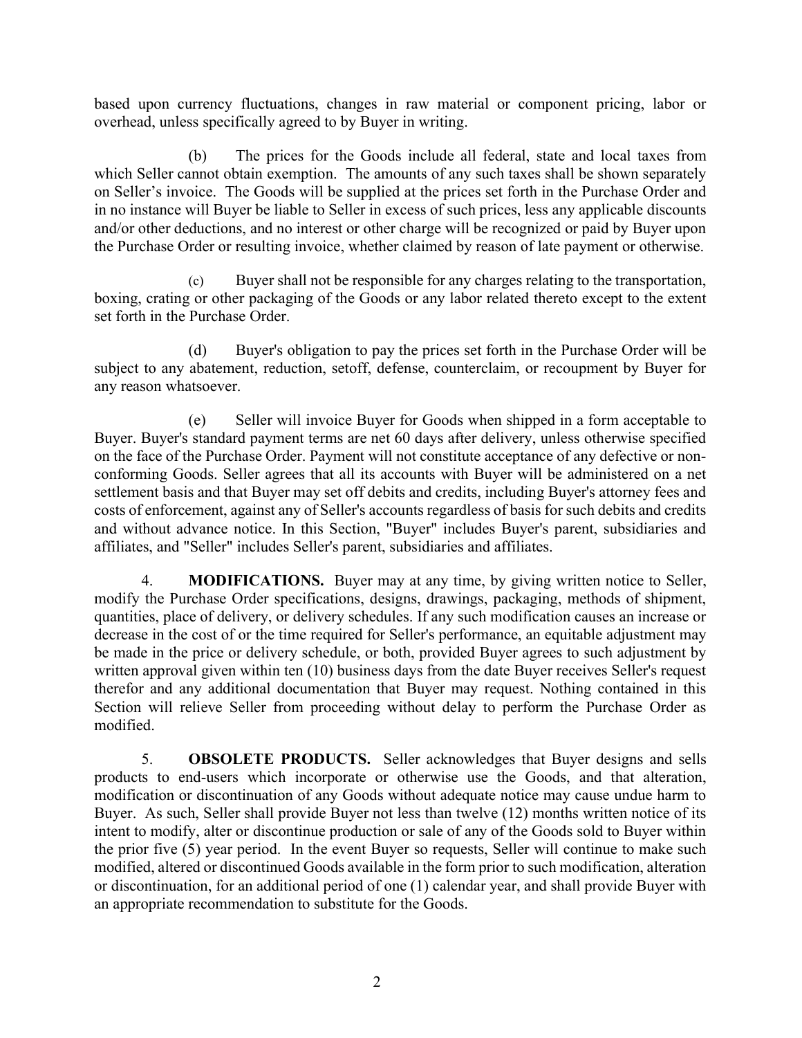based upon currency fluctuations, changes in raw material or component pricing, labor or overhead, unless specifically agreed to by Buyer in writing.

(b) The prices for the Goods include all federal, state and local taxes from which Seller cannot obtain exemption. The amounts of any such taxes shall be shown separately on Seller's invoice. The Goods will be supplied at the prices set forth in the Purchase Order and in no instance will Buyer be liable to Seller in excess of such prices, less any applicable discounts and/or other deductions, and no interest or other charge will be recognized or paid by Buyer upon the Purchase Order or resulting invoice, whether claimed by reason of late payment or otherwise.

(c) Buyer shall not be responsible for any charges relating to the transportation, boxing, crating or other packaging of the Goods or any labor related thereto except to the extent set forth in the Purchase Order.

(d) Buyer's obligation to pay the prices set forth in the Purchase Order will be subject to any abatement, reduction, setoff, defense, counterclaim, or recoupment by Buyer for any reason whatsoever.

(e) Seller will invoice Buyer for Goods when shipped in a form acceptable to Buyer. Buyer's standard payment terms are net 60 days after delivery, unless otherwise specified on the face of the Purchase Order. Payment will not constitute acceptance of any defective or non-conforming Goods. Seller agrees that all its accounts with Buyer will be administered on a net settlement basis and that Buyer may set off debits and credits, including Buyer's attorney fees and costs of enforcement, against any of Seller's accounts regardless of basis for such debits and credits and without advance notice. In this Section, "Buyer" includes Buyer's parent, subsidiaries and affiliates, and "Seller" includes Seller's parent, subsidiaries and affiliates.

4. **MODIFICATIONS.** Buyer may at any time, by giving written notice to Seller, modify the Purchase Order specifications, designs, drawings, packaging, methods of shipment, quantities, place of delivery, or delivery schedules. If any such modification causes an increase or decrease in the cost of or the time required for Seller's performance, an equitable adjustment may be made in the price or delivery schedule, or both, provided Buyer agrees to such adjustment by written approval given within ten (10) business days from the date Buyer receives Seller's request therefor and any additional documentation that Buyer may request. Nothing contained in this Section will relieve Seller from proceeding without delay to perform the Purchase Order as modified.

5. **OBSOLETE PRODUCTS.** Seller acknowledges that Buyer designs and sells products to end-users which incorporate or otherwise use the Goods, and that alteration, modification or discontinuation of any Goods without adequate notice may cause undue harm to Buyer. As such, Seller shall provide Buyer not less than twelve (12) months written notice of its intent to modify, alter or discontinue production or sale of any of the Goods sold to Buyer within the prior five (5) year period. In the event Buyer so requests, Seller will continue to make such modified, altered or discontinued Goods available in the form prior to such modification, alteration or discontinuation, for an additional period of one (1) calendar year, and shall provide Buyer with an appropriate recommendation to substitute for the Goods.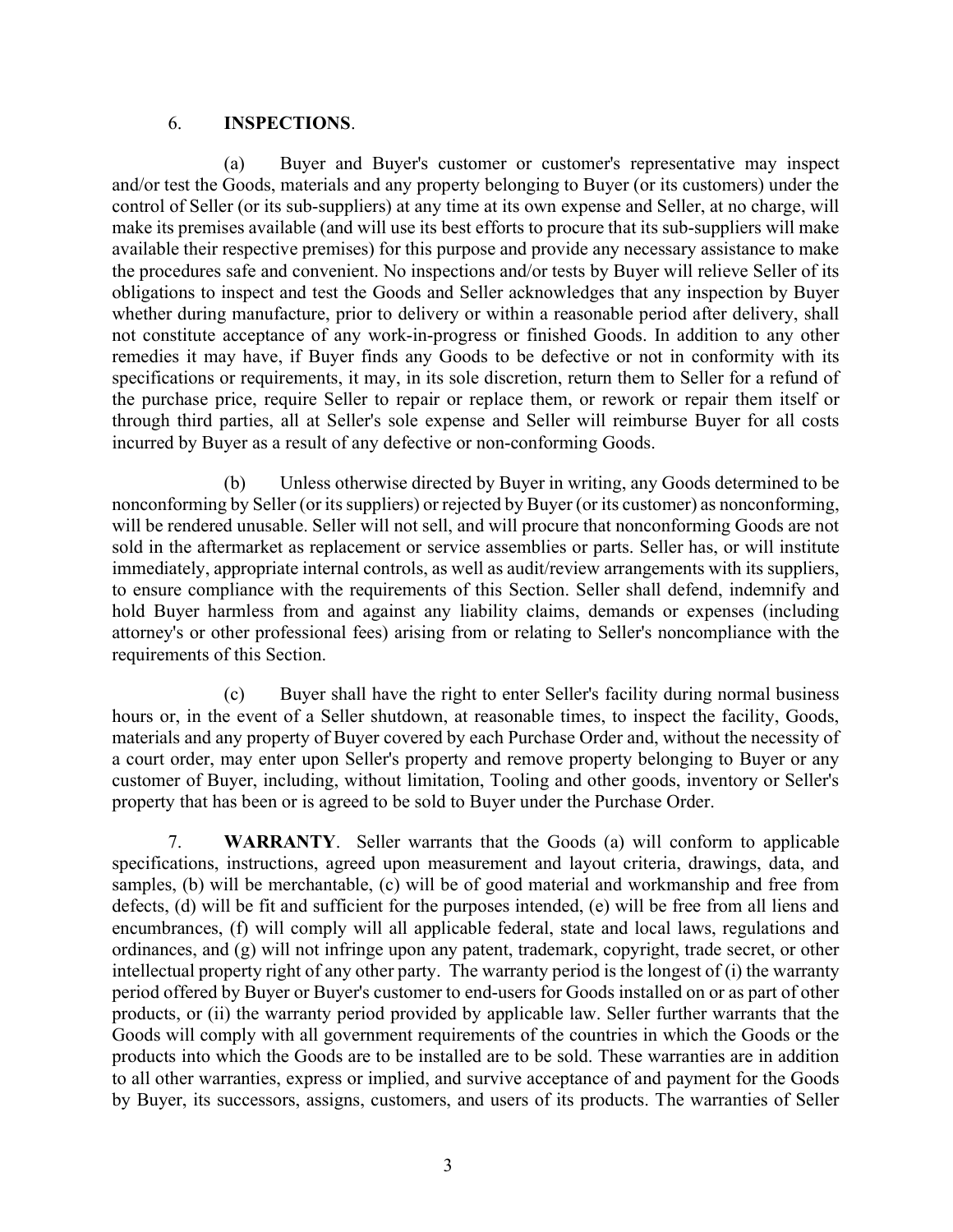6. **INSPECTIONS**.

(a) Buyer and Buyer's customer or customer's representative may inspect and/or test the Goods, materials and any property belonging to Buyer (or its customers) under the control of Seller (or its sub-suppliers) at any time at its own expense and Seller, at no charge, will make its premises available (and will use its best efforts to procure that its sub-suppliers will make available their respective premises) for this purpose and provide any necessary assistance to make the procedures safe and convenient. No inspections and/or tests by Buyer will relieve Seller of its obligations to inspect and test the Goods and Seller acknowledges that any inspection by Buyer whether during manufacture, prior to delivery or within a reasonable period after delivery, shall not constitute acceptance of any work-in-progress or finished Goods. In addition to any other remedies it may have, if Buyer finds any Goods to be defective or not in conformity with its specifications or requirements, it may, in its sole discretion, return them to Seller for a refund of the purchase price, require Seller to repair or replace them, or rework or repair them itself or through third parties, all at Seller's sole expense and Seller will reimburse Buyer for all costs incurred by Buyer as a result of any defective or non-conforming Goods.

(b) Unless otherwise directed by Buyer in writing, any Goods determined to be nonconforming by Seller (or its suppliers) or rejected by Buyer (or its customer) as nonconforming, will be rendered unusable. Seller will not sell, and will procure that nonconforming Goods are not sold in the aftermarket as replacement or service assemblies or parts. Seller has, or will institute immediately, appropriate internal controls, as well as audit/review arrangements with its suppliers, to ensure compliance with the requirements of this Section. Seller shall defend, indemnify and hold Buyer harmless from and against any liability claims, demands or expenses (including attorney's or other professional fees) arising from or relating to Seller's noncompliance with the requirements of this Section.

(c) Buyer shall have the right to enter Seller's facility during normal business hours or, in the event of a Seller shutdown, at reasonable times, to inspect the facility, Goods, materials and any property of Buyer covered by each Purchase Order and, without the necessity of a court order, may enter upon Seller's property and remove property belonging to Buyer or any customer of Buyer, including, without limitation, Tooling and other goods, inventory or Seller's property that has been or is agreed to be sold to Buyer under the Purchase Order.

7. **WARRANTY**. Seller warrants that the Goods (a) will conform to applicable specifications, instructions, agreed upon measurement and layout criteria, drawings, data, and samples, (b) will be merchantable, (c) will be of good material and workmanship and free from defects, (d) will be fit and sufficient for the purposes intended, (e) will be free from all liens and encumbrances, (f) will comply will all applicable federal, state and local laws, regulations and ordinances, and (g) will not infringe upon any patent, trademark, copyright, trade secret, or other intellectual property right of any other party. The warranty period is the longest of (i) the warranty period offered by Buyer or Buyer's customer to end-users for Goods installed on or as part of other products, or (ii) the warranty period provided by applicable law. Seller further warrants that the Goods will comply with all government requirements of the countries in which the Goods or the products into which the Goods are to be installed are to be sold. These warranties are in addition to all other warranties, express or implied, and survive acceptance of and payment for the Goods by Buyer, its successors, assigns, customers, and users of its products. The warranties of Seller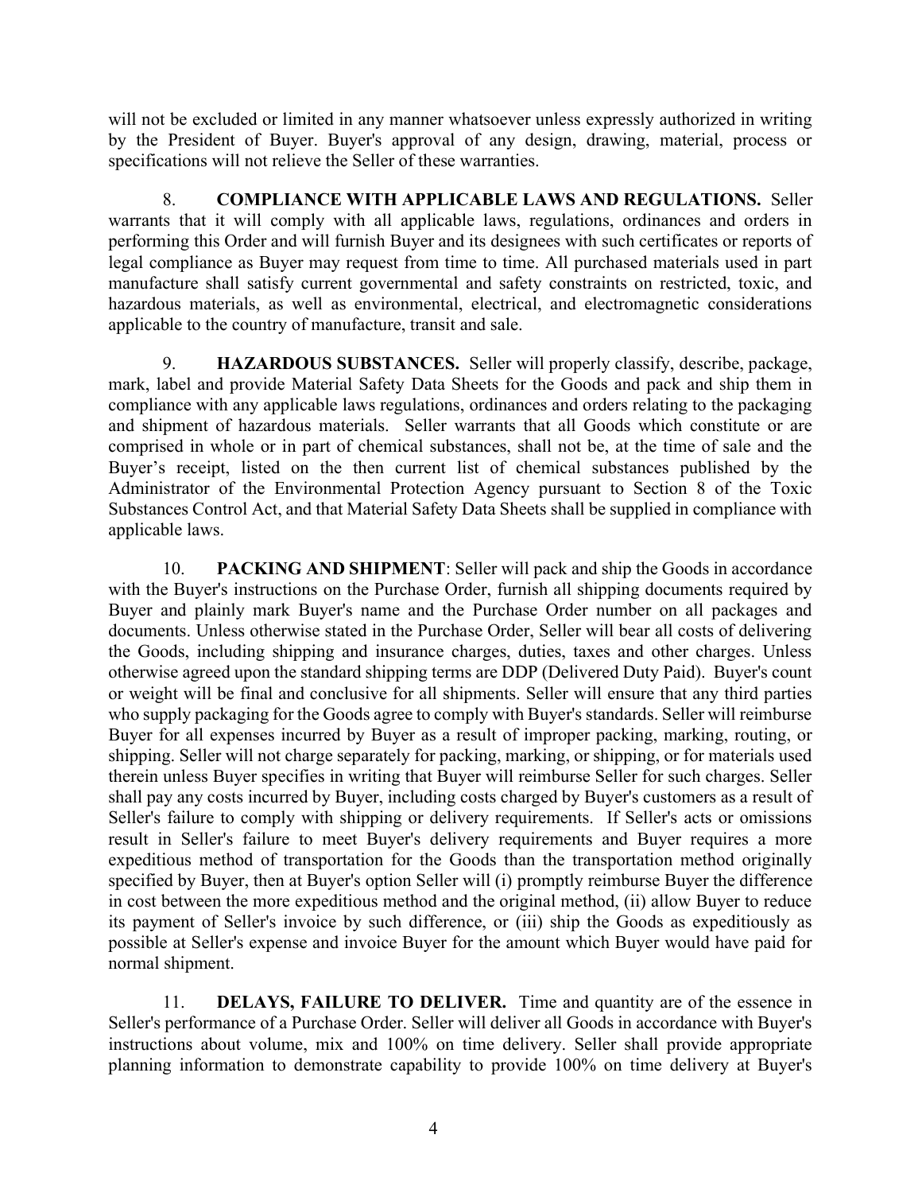will not be excluded or limited in any manner whatsoever unless expressly authorized in writing by the President of Buyer. Buyer's approval of any design, drawing, material, process or specifications will not relieve the Seller of these warranties.

8. **COMPLIANCE WITH APPLICABLE LAWS AND REGULATIONS.** Seller warrants that it will comply with all applicable laws, regulations, ordinances and orders in performing this Order and will furnish Buyer and its designees with such certificates or reports of legal compliance as Buyer may request from time to time. All purchased materials used in part manufacture shall satisfy current governmental and safety constraints on restricted, toxic, and hazardous materials, as well as environmental, electrical, and electromagnetic considerations applicable to the country of manufacture, transit and sale.

9. **HAZARDOUS SUBSTANCES.** Seller will properly classify, describe, package, mark, label and provide Material Safety Data Sheets for the Goods and pack and ship them in compliance with any applicable laws regulations, ordinances and orders relating to the packaging and shipment of hazardous materials. Seller warrants that all Goods which constitute or are comprised in whole or in part of chemical substances, shall not be, at the time of sale and the Buyer's receipt, listed on the then current list of chemical substances published by the Administrator of the Environmental Protection Agency pursuant to Section 8 of the Toxic Substances Control Act, and that Material Safety Data Sheets shall be supplied in compliance with applicable laws.

10. **PACKING AND SHIPMENT**: Seller will pack and ship the Goods in accordance with the Buyer's instructions on the Purchase Order, furnish all shipping documents required by Buyer and plainly mark Buyer's name and the Purchase Order number on all packages and documents. Unless otherwise stated in the Purchase Order, Seller will bear all costs of delivering the Goods, including shipping and insurance charges, duties, taxes and other charges. Unless otherwise agreed upon the standard shipping terms are DDP (Delivered Duty Paid). Buyer's count or weight will be final and conclusive for all shipments. Seller will ensure that any third parties who supply packaging for the Goods agree to comply with Buyer's standards. Seller will reimburse Buyer for all expenses incurred by Buyer as a result of improper packing, marking, routing, or shipping. Seller will not charge separately for packing, marking, or shipping, or for materials used therein unless Buyer specifies in writing that Buyer will reimburse Seller for such charges. Seller shall pay any costs incurred by Buyer, including costs charged by Buyer's customers as a result of Seller's failure to comply with shipping or delivery requirements. If Seller's acts or omissions result in Seller's failure to meet Buyer's delivery requirements and Buyer requires a more expeditious method of transportation for the Goods than the transportation method originally specified by Buyer, then at Buyer's option Seller will (i) promptly reimburse Buyer the difference in cost between the more expeditious method and the original method, (ii) allow Buyer to reduce its payment of Seller's invoice by such difference, or (iii) ship the Goods as expeditiously as possible at Seller's expense and invoice Buyer for the amount which Buyer would have paid for normal shipment.

11. **DELAYS, FAILURE TO DELIVER.** Time and quantity are of the essence in Seller's performance of a Purchase Order. Seller will deliver all Goods in accordance with Buyer's instructions about volume, mix and 100% on time delivery. Seller shall provide appropriate planning information to demonstrate capability to provide 100% on time delivery at Buyer's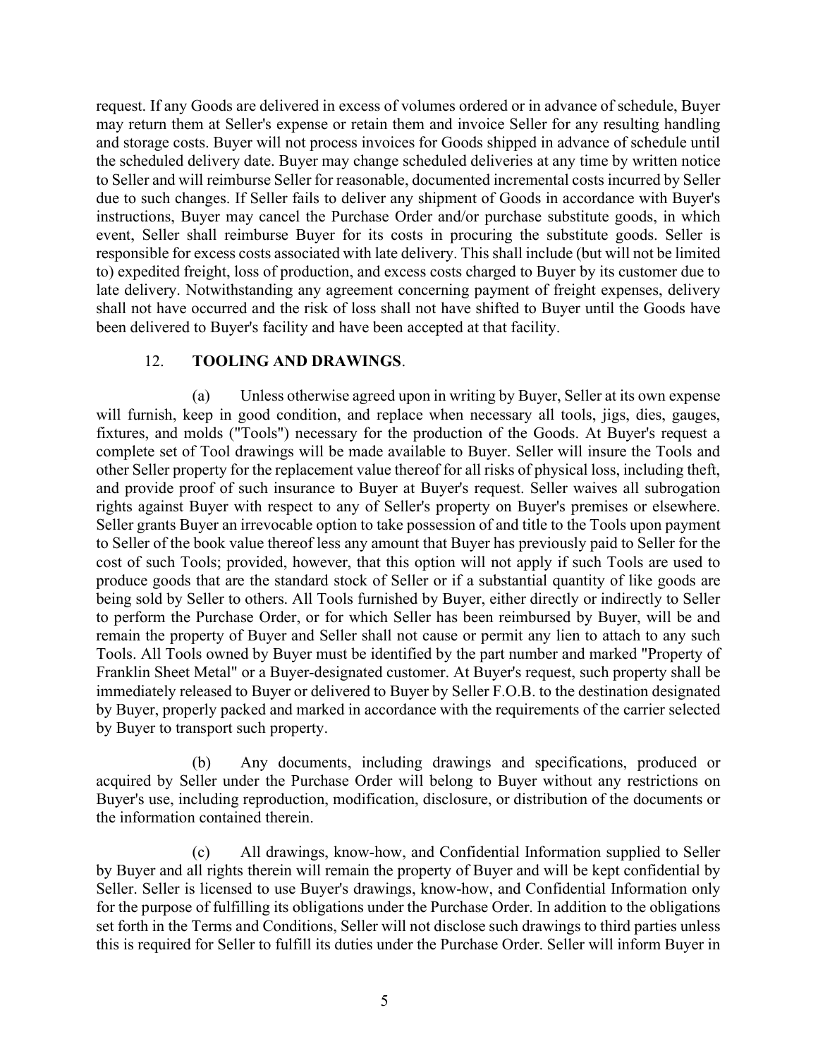request. If any Goods are delivered in excess of volumes ordered or in advance of schedule, Buyer may return them at Seller's expense or retain them and invoice Seller for any resulting handling and storage costs. Buyer will not process invoices for Goods shipped in advance of schedule until the scheduled delivery date. Buyer may change scheduled deliveries at any time by written notice to Seller and will reimburse Seller for reasonable, documented incremental costs incurred by Seller due to such changes. If Seller fails to deliver any shipment of Goods in accordance with Buyer's instructions, Buyer may cancel the Purchase Order and/or purchase substitute goods, in which event, Seller shall reimburse Buyer for its costs in procuring the substitute goods. Seller is responsible for excess costs associated with late delivery. This shall include (but will not be limited to) expedited freight, loss of production, and excess costs charged to Buyer by its customer due to late delivery. Notwithstanding any agreement concerning payment of freight expenses, delivery shall not have occurred and the risk of loss shall not have shifted to Buyer until the Goods have been delivered to Buyer's facility and have been accepted at that facility.

12. **TOOLING AND DRAWINGS**.

(a) Unless otherwise agreed upon in writing by Buyer, Seller at its own expense will furnish, keep in good condition, and replace when necessary all tools, jigs, dies, gauges, fixtures, and molds ("Tools") necessary for the production of the Goods. At Buyer's request a complete set of Tool drawings will be made available to Buyer. Seller will insure the Tools and other Seller property for the replacement value thereof for all risks of physical loss, including theft, and provide proof of such insurance to Buyer at Buyer's request. Seller waives all subrogation rights against Buyer with respect to any of Seller's property on Buyer's premises or elsewhere. Seller grants Buyer an irrevocable option to take possession of and title to the Tools upon payment to Seller of the book value thereof less any amount that Buyer has previously paid to Seller for the cost of such Tools; provided, however, that this option will not apply if such Tools are used to produce goods that are the standard stock of Seller or if a substantial quantity of like goods are being sold by Seller to others. All Tools furnished by Buyer, either directly or indirectly to Seller to perform the Purchase Order, or for which Seller has been reimbursed by Buyer, will be and remain the property of Buyer and Seller shall not cause or permit any lien to attach to any such Tools. All Tools owned by Buyer must be identified by the part number and marked "Property of Franklin Sheet Metal" or a Buyer-designated customer. At Buyer's request, such property shall be immediately released to Buyer or delivered to Buyer by Seller F.O.B. to the destination designated by Buyer, properly packed and marked in accordance with the requirements of the carrier selected by Buyer to transport such property.

(b) Any documents, including drawings and specifications, produced or acquired by Seller under the Purchase Order will belong to Buyer without any restrictions on Buyer's use, including reproduction, modification, disclosure, or distribution of the documents or the information contained therein.

(c) All drawings, know-how, and Confidential Information supplied to Seller by Buyer and all rights therein will remain the property of Buyer and will be kept confidential by Seller. Seller is licensed to use Buyer's drawings, know-how, and Confidential Information only for the purpose of fulfilling its obligations under the Purchase Order. In addition to the obligations set forth in the Terms and Conditions, Seller will not disclose such drawings to third parties unless this is required for Seller to fulfill its duties under the Purchase Order. Seller will inform Buyer in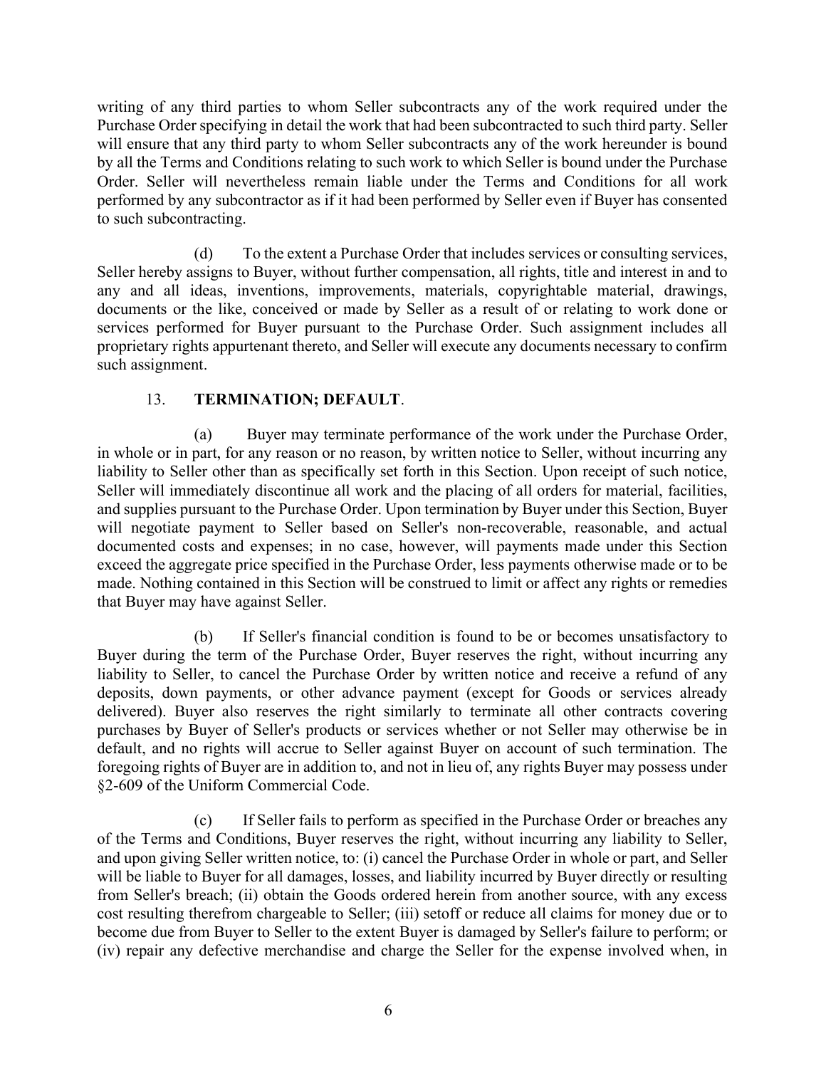writing of any third parties to whom Seller subcontracts any of the work required under the Purchase Order specifying in detail the work that had been subcontracted to such third party. Seller will ensure that any third party to whom Seller subcontracts any of the work hereunder is bound by all the Terms and Conditions relating to such work to which Seller is bound under the Purchase Order. Seller will nevertheless remain liable under the Terms and Conditions for all work performed by any subcontractor as if it had been performed by Seller even if Buyer has consented to such subcontracting.

(d) To the extent a Purchase Order that includes services or consulting services, Seller hereby assigns to Buyer, without further compensation, all rights, title and interest in and to any and all ideas, inventions, improvements, materials, copyrightable material, drawings, documents or the like, conceived or made by Seller as a result of or relating to work done or services performed for Buyer pursuant to the Purchase Order. Such assignment includes all proprietary rights appurtenant thereto, and Seller will execute any documents necessary to confirm such assignment.

13. **TERMINATION; DEFAULT**.

(a) Buyer may terminate performance of the work under the Purchase Order, in whole or in part, for any reason or no reason, by written notice to Seller, without incurring any liability to Seller other than as specifically set forth in this Section. Upon receipt of such notice, Seller will immediately discontinue all work and the placing of all orders for material, facilities, and supplies pursuant to the Purchase Order. Upon termination by Buyer under this Section, Buyer will negotiate payment to Seller based on Seller's non-recoverable, reasonable, and actual documented costs and expenses; in no case, however, will payments made under this Section exceed the aggregate price specified in the Purchase Order, less payments otherwise made or to be made. Nothing contained in this Section will be construed to limit or affect any rights or remedies that Buyer may have against Seller.

(b) If Seller's financial condition is found to be or becomes unsatisfactory to Buyer during the term of the Purchase Order, Buyer reserves the right, without incurring any liability to Seller, to cancel the Purchase Order by written notice and receive a refund of any deposits, down payments, or other advance payment (except for Goods or services already delivered). Buyer also reserves the right similarly to terminate all other contracts covering purchases by Buyer of Seller's products or services whether or not Seller may otherwise be in default, and no rights will accrue to Seller against Buyer on account of such termination. The foregoing rights of Buyer are in addition to, and not in lieu of, any rights Buyer may possess under §2-609 of the Uniform Commercial Code.

(c) If Seller fails to perform as specified in the Purchase Order or breaches any of the Terms and Conditions, Buyer reserves the right, without incurring any liability to Seller, and upon giving Seller written notice, to: (i) cancel the Purchase Order in whole or part, and Seller will be liable to Buyer for all damages, losses, and liability incurred by Buyer directly or resulting from Seller's breach; (ii) obtain the Goods ordered herein from another source, with any excess cost resulting therefrom chargeable to Seller; (iii) setoff or reduce all claims for money due or to become due from Buyer to Seller to the extent Buyer is damaged by Seller's failure to perform; or (iv) repair any defective merchandise and charge the Seller for the expense involved when, in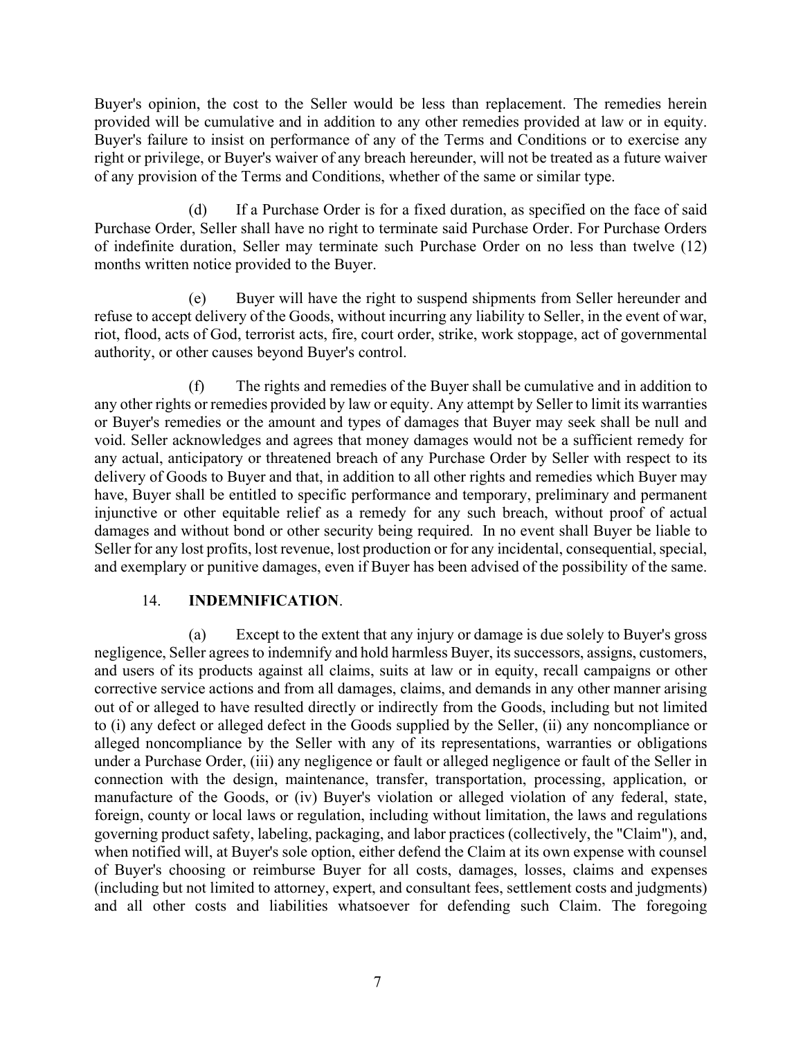Buyer's opinion, the cost to the Seller would be less than replacement. The remedies herein provided will be cumulative and in addition to any other remedies provided at law or in equity. Buyer's failure to insist on performance of any of the Terms and Conditions or to exercise any right or privilege, or Buyer's waiver of any breach hereunder, will not be treated as a future waiver of any provision of the Terms and Conditions, whether of the same or similar type.

(d) If a Purchase Order is for a fixed duration, as specified on the face of said Purchase Order, Seller shall have no right to terminate said Purchase Order. For Purchase Orders of indefinite duration, Seller may terminate such Purchase Order on no less than twelve (12) months written notice provided to the Buyer.

(e) Buyer will have the right to suspend shipments from Seller hereunder and refuse to accept delivery of the Goods, without incurring any liability to Seller, in the event of war, riot, flood, acts of God, terrorist acts, fire, court order, strike, work stoppage, act of governmental authority, or other causes beyond Buyer's control.

(f) The rights and remedies of the Buyer shall be cumulative and in addition to any other rights or remedies provided by law or equity. Any attempt by Seller to limit its warranties or Buyer's remedies or the amount and types of damages that Buyer may seek shall be null and void. Seller acknowledges and agrees that money damages would not be a sufficient remedy for any actual, anticipatory or threatened breach of any Purchase Order by Seller with respect to its delivery of Goods to Buyer and that, in addition to all other rights and remedies which Buyer may have, Buyer shall be entitled to specific performance and temporary, preliminary and permanent injunctive or other equitable relief as a remedy for any such breach, without proof of actual damages and without bond or other security being required. In no event shall Buyer be liable to Seller for any lost profits, lost revenue, lost production or for any incidental, consequential, special, and exemplary or punitive damages, even if Buyer has been advised of the possibility of the same.

14. **INDEMNIFICATION**.

(a) Except to the extent that any injury or damage is due solely to Buyer's gross negligence, Seller agrees to indemnify and hold harmless Buyer, its successors, assigns, customers, and users of its products against all claims, suits at law or in equity, recall campaigns or other corrective service actions and from all damages, claims, and demands in any other manner arising out of or alleged to have resulted directly or indirectly from the Goods, including but not limited to (i) any defect or alleged defect in the Goods supplied by the Seller, (ii) any noncompliance or alleged noncompliance by the Seller with any of its representations, warranties or obligations under a Purchase Order, (iii) any negligence or fault or alleged negligence or fault of the Seller in connection with the design, maintenance, transfer, transportation, processing, application, or manufacture of the Goods, or (iv) Buyer's violation or alleged violation of any federal, state, foreign, county or local laws or regulation, including without limitation, the laws and regulations governing product safety, labeling, packaging, and labor practices (collectively, the "Claim"), and, when notified will, at Buyer's sole option, either defend the Claim at its own expense with counsel of Buyer's choosing or reimburse Buyer for all costs, damages, losses, claims and expenses (including but not limited to attorney, expert, and consultant fees, settlement costs and judgments) and all other costs and liabilities whatsoever for defending such Claim. The foregoing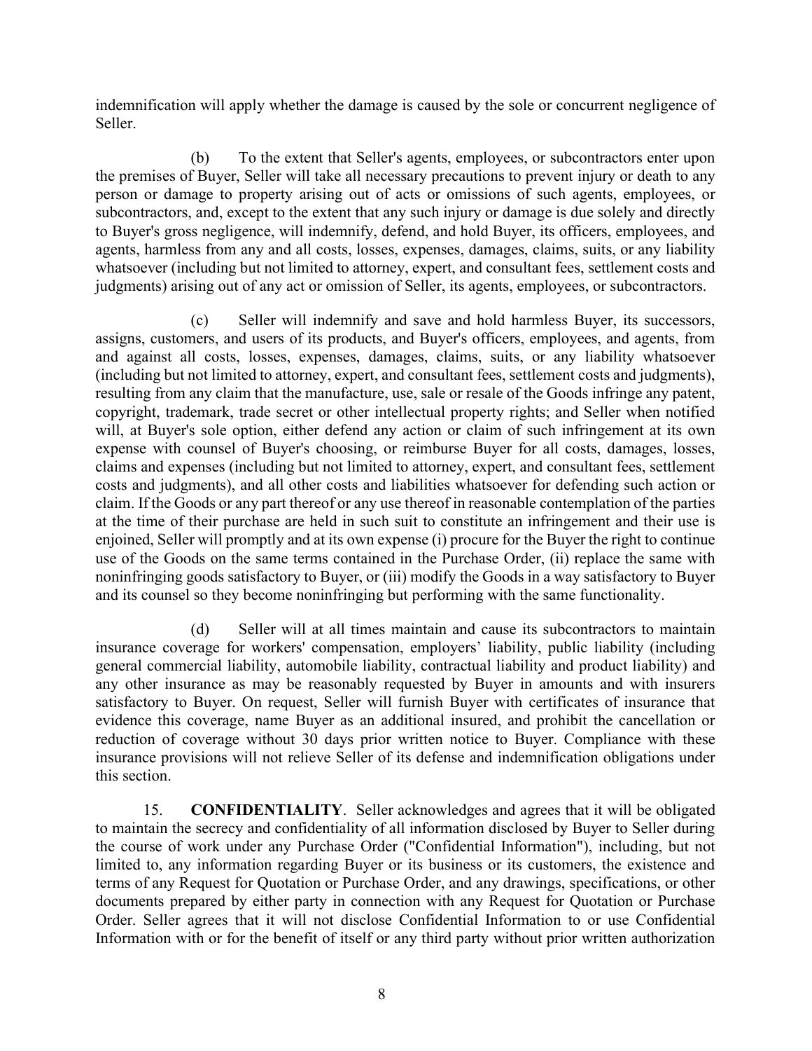indemnification will apply whether the damage is caused by the sole or concurrent negligence of Seller.

(b) To the extent that Seller's agents, employees, or subcontractors enter upon the premises of Buyer, Seller will take all necessary precautions to prevent injury or death to any person or damage to property arising out of acts or omissions of such agents, employees, or subcontractors, and, except to the extent that any such injury or damage is due solely and directly to Buyer's gross negligence, will indemnify, defend, and hold Buyer, its officers, employees, and agents, harmless from any and all costs, losses, expenses, damages, claims, suits, or any liability whatsoever (including but not limited to attorney, expert, and consultant fees, settlement costs and judgments) arising out of any act or omission of Seller, its agents, employees, or subcontractors.

(c) Seller will indemnify and save and hold harmless Buyer, its successors, assigns, customers, and users of its products, and Buyer's officers, employees, and agents, from and against all costs, losses, expenses, damages, claims, suits, or any liability whatsoever (including but not limited to attorney, expert, and consultant fees, settlement costs and judgments), resulting from any claim that the manufacture, use, sale or resale of the Goods infringe any patent, copyright, trademark, trade secret or other intellectual property rights; and Seller when notified will, at Buyer's sole option, either defend any action or claim of such infringement at its own expense with counsel of Buyer's choosing, or reimburse Buyer for all costs, damages, losses, claims and expenses (including but not limited to attorney, expert, and consultant fees, settlement costs and judgments), and all other costs and liabilities whatsoever for defending such action or claim. If the Goods or any part thereof or any use thereof in reasonable contemplation of the parties at the time of their purchase are held in such suit to constitute an infringement and their use is enjoined, Seller will promptly and at its own expense (i) procure for the Buyer the right to continue use of the Goods on the same terms contained in the Purchase Order, (ii) replace the same with noninfringing goods satisfactory to Buyer, or (iii) modify the Goods in a way satisfactory to Buyer and its counsel so they become noninfringing but performing with the same functionality.

(d) Seller will at all times maintain and cause its subcontractors to maintain insurance coverage for workers' compensation, employers' liability, public liability (including general commercial liability, automobile liability, contractual liability and product liability) and any other insurance as may be reasonably requested by Buyer in amounts and with insurers satisfactory to Buyer. On request, Seller will furnish Buyer with certificates of insurance that evidence this coverage, name Buyer as an additional insured, and prohibit the cancellation or reduction of coverage without 30 days prior written notice to Buyer. Compliance with these insurance provisions will not relieve Seller of its defense and indemnification obligations under this section.

15. **CONFIDENTIALITY**. Seller acknowledges and agrees that it will be obligated to maintain the secrecy and confidentiality of all information disclosed by Buyer to Seller during the course of work under any Purchase Order ("Confidential Information"), including, but not limited to, any information regarding Buyer or its business or its customers, the existence and terms of any Request for Quotation or Purchase Order, and any drawings, specifications, or other documents prepared by either party in connection with any Request for Quotation or Purchase Order. Seller agrees that it will not disclose Confidential Information to or use Confidential Information with or for the benefit of itself or any third party without prior written authorization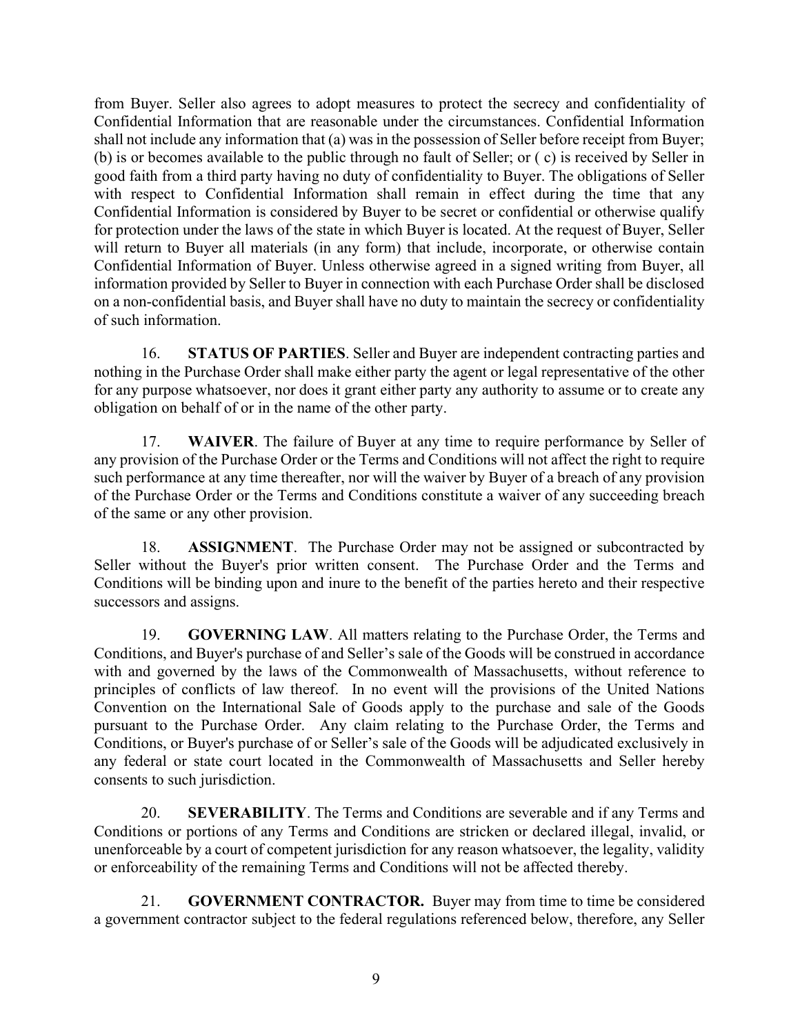from Buyer. Seller also agrees to adopt measures to protect the secrecy and confidentiality of Confidential Information that are reasonable under the circumstances. Confidential Information shall not include any information that (a) was in the possession of Seller before receipt from Buyer; (b) is or becomes available to the public through no fault of Seller; or ( c) is received by Seller in good faith from a third party having no duty of confidentiality to Buyer. The obligations of Seller with respect to Confidential Information shall remain in effect during the time that any Confidential Information is considered by Buyer to be secret or confidential or otherwise qualify for protection under the laws of the state in which Buyer is located. At the request of Buyer, Seller will return to Buyer all materials (in any form) that include, incorporate, or otherwise contain Confidential Information of Buyer. Unless otherwise agreed in a signed writing from Buyer, all information provided by Seller to Buyer in connection with each Purchase Order shall be disclosed on a non-confidential basis, and Buyer shall have no duty to maintain the secrecy or confidentiality of such information.

16. **STATUS OF PARTIES**. Seller and Buyer are independent contracting parties and nothing in the Purchase Order shall make either party the agent or legal representative of the other for any purpose whatsoever, nor does it grant either party any authority to assume or to create any obligation on behalf of or in the name of the other party.

17. **WAIVER**. The failure of Buyer at any time to require performance by Seller of any provision of the Purchase Order or the Terms and Conditions will not affect the right to require such performance at any time thereafter, nor will the waiver by Buyer of a breach of any provision of the Purchase Order or the Terms and Conditions constitute a waiver of any succeeding breach of the same or any other provision.

18. **ASSIGNMENT**. The Purchase Order may not be assigned or subcontracted by Seller without the Buyer's prior written consent. The Purchase Order and the Terms and Conditions will be binding upon and inure to the benefit of the parties hereto and their respective successors and assigns.

19. **GOVERNING LAW**. All matters relating to the Purchase Order, the Terms and Conditions, and Buyer's purchase of and Seller's sale of the Goods will be construed in accordance with and governed by the laws of the Commonwealth of Massachusetts, without reference to principles of conflicts of law thereof. In no event will the provisions of the United Nations Convention on the International Sale of Goods apply to the purchase and sale of the Goods pursuant to the Purchase Order. Any claim relating to the Purchase Order, the Terms and Conditions, or Buyer's purchase of or Seller's sale of the Goods will be adjudicated exclusively in any federal or state court located in the Commonwealth of Massachusetts and Seller hereby consents to such jurisdiction.

20. **SEVERABILITY**. The Terms and Conditions are severable and if any Terms and Conditions or portions of any Terms and Conditions are stricken or declared illegal, invalid, or unenforceable by a court of competent jurisdiction for any reason whatsoever, the legality, validity or enforceability of the remaining Terms and Conditions will not be affected thereby.

21. **GOVERNMENT CONTRACTOR.** Buyer may from time to time be considered a government contractor subject to the federal regulations referenced below, therefore, any Seller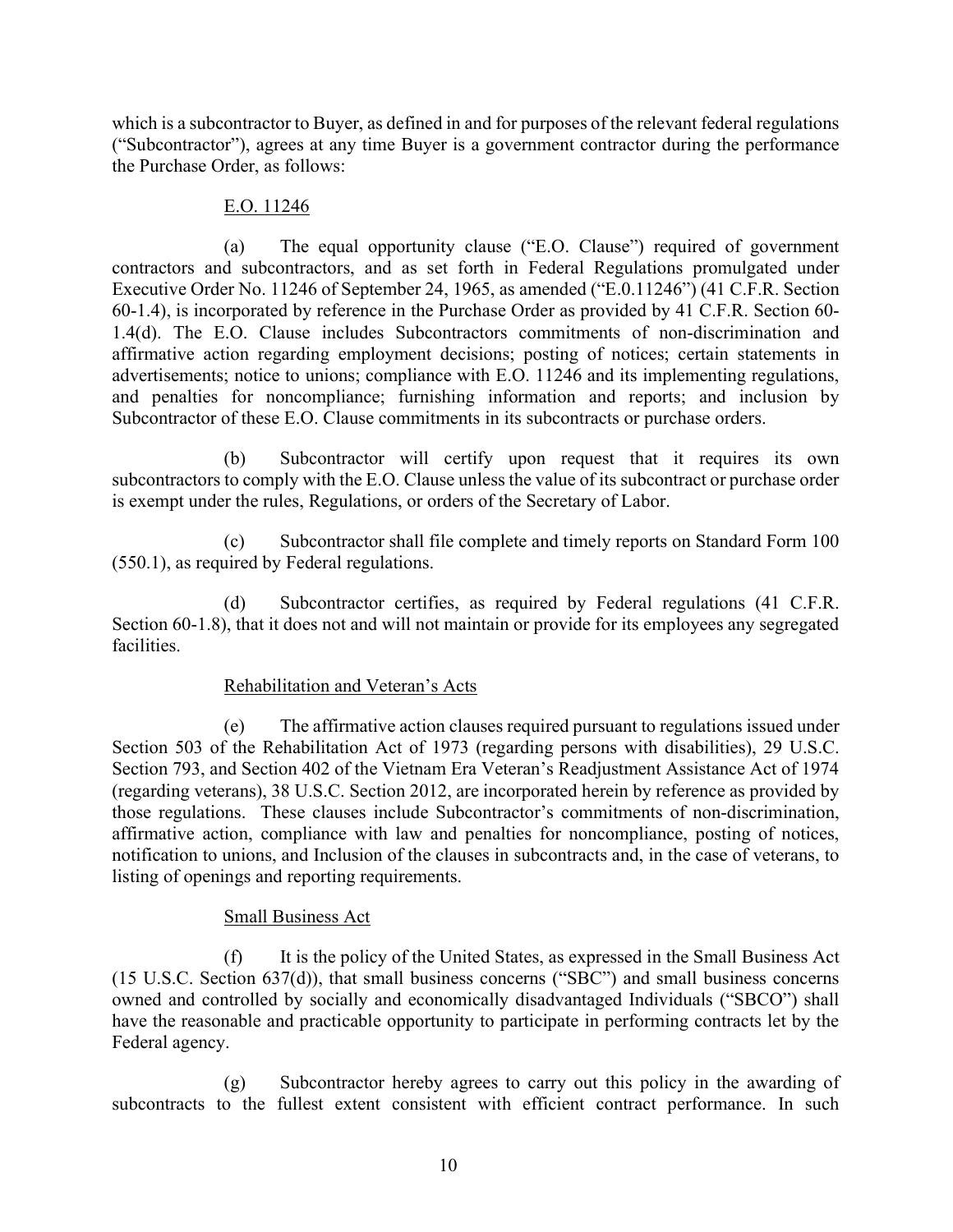which is a subcontractor to Buyer, as defined in and for purposes of the relevant federal regulations ("Subcontractor"), agrees at any time Buyer is a government contractor during the performance the Purchase Order, as follows:

E.O. 11246

(a) The equal opportunity clause ("E.O. Clause") required of government contractors and subcontractors, and as set forth in Federal Regulations promulgated under Executive Order No. 11246 of September 24, 1965, as amended ("E.0.11246") (41 C.F.R. Section 60-1.4), is incorporated by reference in the Purchase Order as provided by 41 C.F.R. Section 60-1.4(d). The E.O. Clause includes Subcontractors commitments of non-discrimination and affirmative action regarding employment decisions; posting of notices; certain statements in advertisements; notice to unions; compliance with E.O. 11246 and its implementing regulations, and penalties for noncompliance; furnishing information and reports; and inclusion by Subcontractor of these E.O. Clause commitments in its subcontracts or purchase orders.

(b) Subcontractor will certify upon request that it requires its own subcontractors to comply with the E.O. Clause unless the value of its subcontract or purchase order is exempt under the rules, Regulations, or orders of the Secretary of Labor.

(c) Subcontractor shall file complete and timely reports on Standard Form 100 (550.1), as required by Federal regulations.

(d) Subcontractor certifies, as required by Federal regulations (41 C.F.R. Section 60-1.8), that it does not and will not maintain or provide for its employees any segregated facilities.

Rehabilitation and Veteran's Acts

(e) The affirmative action clauses required pursuant to regulations issued under Section 503 of the Rehabilitation Act of 1973 (regarding persons with disabilities), 29 U.S.C. Section 793, and Section 402 of the Vietnam Era Veteran's Readjustment Assistance Act of 1974 (regarding veterans), 38 U.S.C. Section 2012, are incorporated herein by reference as provided by those regulations. These clauses include Subcontractor's commitments of non-discrimination, affirmative action, compliance with law and penalties for noncompliance, posting of notices, notification to unions, and Inclusion of the clauses in subcontracts and, in the case of veterans, to listing of openings and reporting requirements.

Small Business Act

(f) It is the policy of the United States, as expressed in the Small Business Act (15 U.S.C. Section 637(d)), that small business concerns ("SBC") and small business concerns owned and controlled by socially and economically disadvantaged Individuals ("SBCO") shall have the reasonable and practicable opportunity to participate in performing contracts let by the Federal agency.

(g) Subcontractor hereby agrees to carry out this policy in the awarding of subcontracts to the fullest extent consistent with efficient contract performance. In such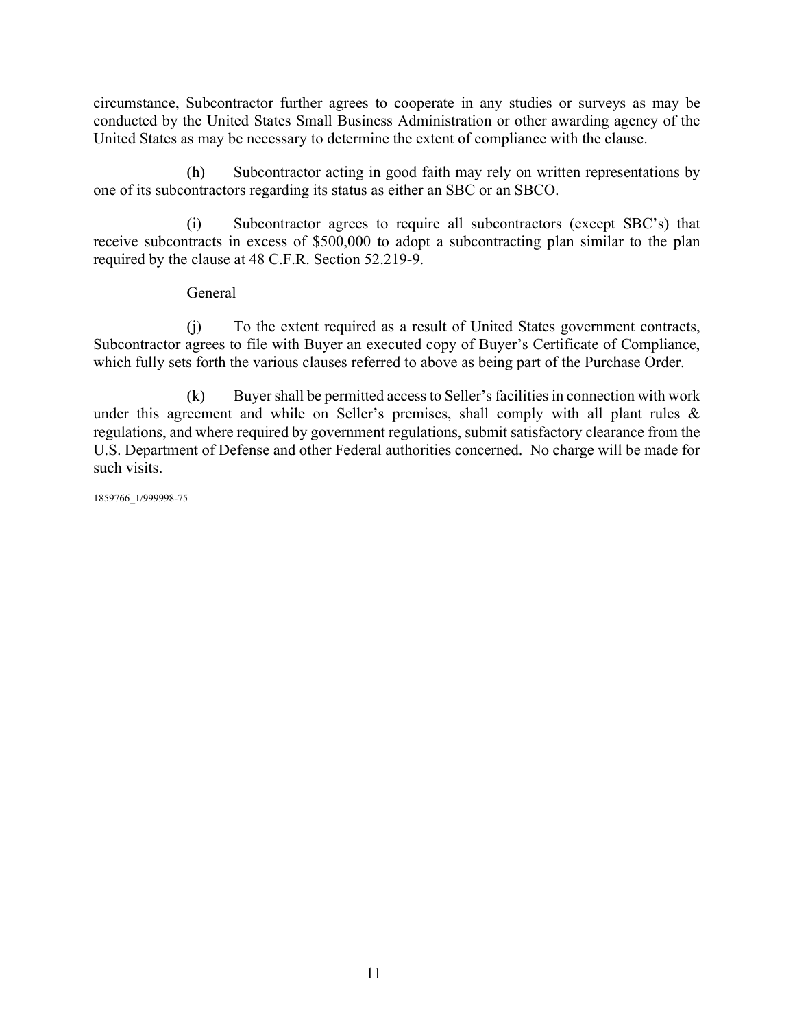circumstance, Subcontractor further agrees to cooperate in any studies or surveys as may be conducted by the United States Small Business Administration or other awarding agency of the United States as may be necessary to determine the extent of compliance with the clause.

(h) Subcontractor acting in good faith may rely on written representations by one of its subcontractors regarding its status as either an SBC or an SBCO.

(i) Subcontractor agrees to require all subcontractors (except SBC's) that receive subcontracts in excess of $500,000 to adopt a subcontracting plan similar to the plan required by the clause at 48 C.F.R. Section 52.219-9.

General

(j) To the extent required as a result of United States government contracts, Subcontractor agrees to file with Buyer an executed copy of Buyer's Certificate of Compliance, which fully sets forth the various clauses referred to above as being part of the Purchase Order.

(k) Buyer shall be permitted access to Seller's facilities in connection with work under this agreement and while on Seller's premises, shall comply with all plant rules & regulations, and where required by government regulations, submit satisfactory clearance from the U.S. Department of Defense and other Federal authorities concerned. No charge will be made for such visits.

1859766_1/999998-75